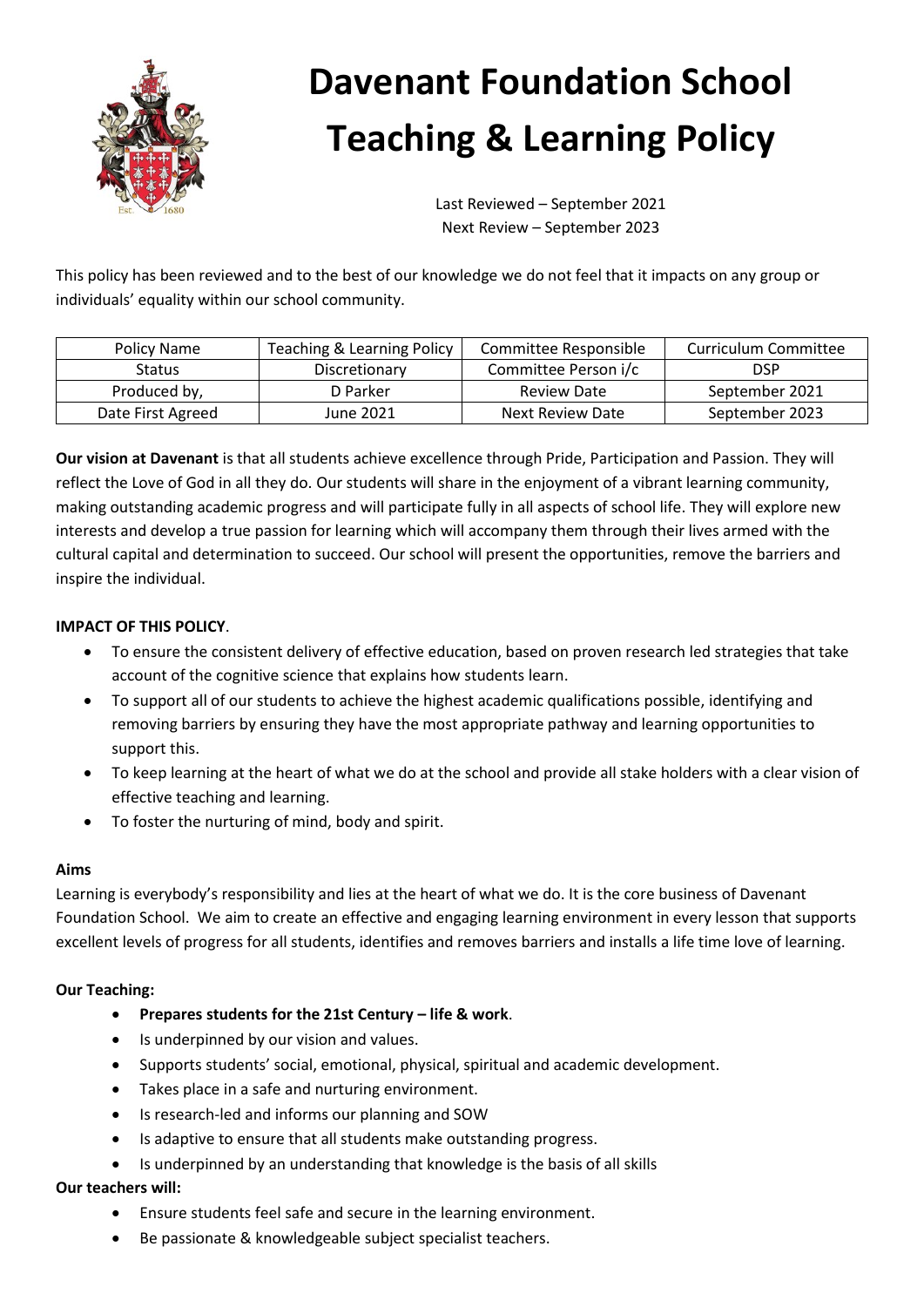# Davenant Foundation School
# Teaching & Learning Policy

Last Reviewed – September 2021
Next Review – September 2023

This policy has been reviewed and to the best of our knowledge we do not feel that it impacts on any group or individuals' equality within our school community.

| Policy Name | Teaching & Learning Policy | Committee Responsible | Curriculum Committee |
|---|---|---|---|
| Status | Discretionary | Committee Person i/c | DSP |
| Produced by, | D Parker | Review Date | September 2021 |
| Date First Agreed | June 2021 | Next Review Date | September 2023 |

**Our vision at Davenant** is that all students achieve excellence through Pride, Participation and Passion. They will reflect the Love of God in all they do. Our students will share in the enjoyment of a vibrant learning community, making outstanding academic progress and will participate fully in all aspects of school life. They will explore new interests and develop a true passion for learning which will accompany them through their lives armed with the cultural capital and determination to succeed. Our school will present the opportunities, remove the barriers and inspire the individual.

**IMPACT OF THIS POLICY**.

- To ensure the consistent delivery of effective education, based on proven research led strategies that take account of the cognitive science that explains how students learn.
- To support all of our students to achieve the highest academic qualifications possible, identifying and removing barriers by ensuring they have the most appropriate pathway and learning opportunities to support this.
- To keep learning at the heart of what we do at the school and provide all stake holders with a clear vision of effective teaching and learning.
- To foster the nurturing of mind, body and spirit.

**Aims**

Learning is everybody's responsibility and lies at the heart of what we do. It is the core business of Davenant Foundation School. We aim to create an effective and engaging learning environment in every lesson that supports excellent levels of progress for all students, identifies and removes barriers and installs a life time love of learning.

**Our Teaching:**

- **Prepares students for the 21st Century – life & work**.
- Is underpinned by our vision and values.
- Supports students' social, emotional, physical, spiritual and academic development.
- Takes place in a safe and nurturing environment.
- Is research-led and informs our planning and SOW
- Is adaptive to ensure that all students make outstanding progress.
- Is underpinned by an understanding that knowledge is the basis of all skills

**Our teachers will:**

- Ensure students feel safe and secure in the learning environment.
- Be passionate & knowledgeable subject specialist teachers.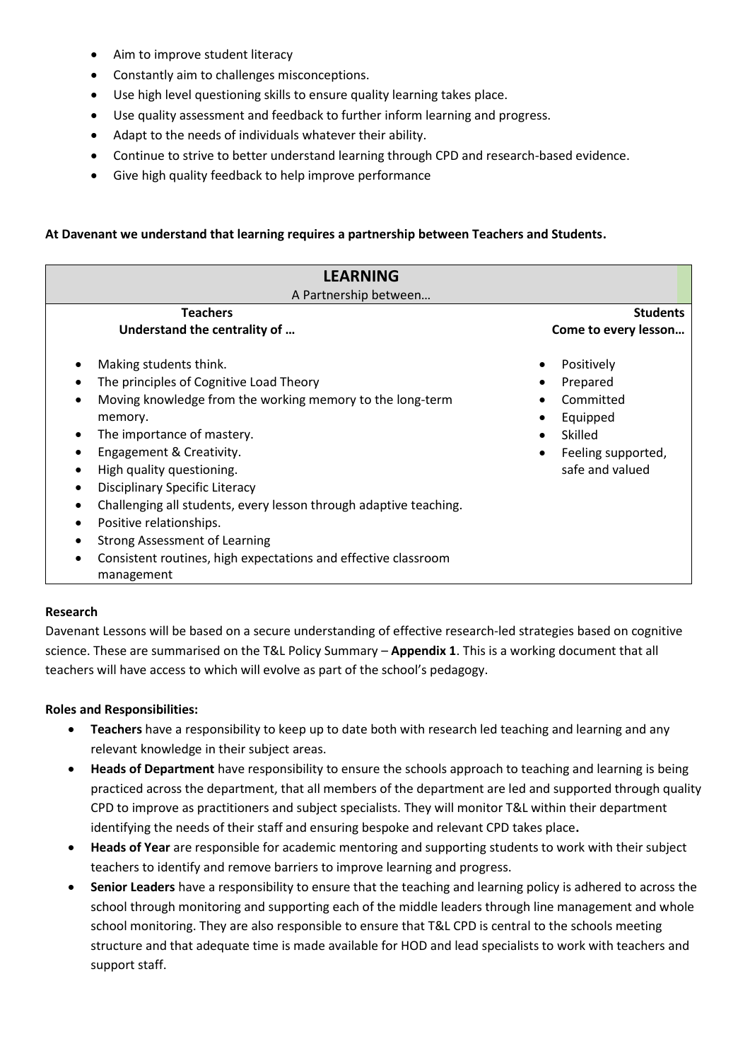- Aim to improve student literacy
- Constantly aim to challenges misconceptions.
- Use high level questioning skills to ensure quality learning takes place.
- Use quality assessment and feedback to further inform learning and progress.
- Adapt to the needs of individuals whatever their ability.
- Continue to strive to better understand learning through CPD and research-based evidence.
- Give high quality feedback to help improve performance

**At Davenant we understand that learning requires a partnership between Teachers and Students.**

| **LEARNING**<br>A Partnership between… | |
|---|---|
| **Teachers**<br>**Understand the centrality of …** | **Students**<br>**Come to every lesson…** |
| • Making students think.<br>• The principles of Cognitive Load Theory<br>• Moving knowledge from the working memory to the long-term memory.<br>• The importance of mastery.<br>• Engagement & Creativity.<br>• High quality questioning.<br>• Disciplinary Specific Literacy<br>• Challenging all students, every lesson through adaptive teaching.<br>• Positive relationships.<br>• Strong Assessment of Learning<br>• Consistent routines, high expectations and effective classroom management | • Positively<br>• Prepared<br>• Committed<br>• Equipped<br>• Skilled<br>• Feeling supported, safe and valued |

**Research**

Davenant Lessons will be based on a secure understanding of effective research-led strategies based on cognitive science. These are summarised on the T&L Policy Summary – **Appendix 1**. This is a working document that all teachers will have access to which will evolve as part of the school's pedagogy.

**Roles and Responsibilities:**

- **Teachers** have a responsibility to keep up to date both with research led teaching and learning and any relevant knowledge in their subject areas.
- **Heads of Department** have responsibility to ensure the schools approach to teaching and learning is being practiced across the department, that all members of the department are led and supported through quality CPD to improve as practitioners and subject specialists. They will monitor T&L within their department identifying the needs of their staff and ensuring bespoke and relevant CPD takes place**.**
- **Heads of Year** are responsible for academic mentoring and supporting students to work with their subject teachers to identify and remove barriers to improve learning and progress.
- **Senior Leaders** have a responsibility to ensure that the teaching and learning policy is adhered to across the school through monitoring and supporting each of the middle leaders through line management and whole school monitoring. They are also responsible to ensure that T&L CPD is central to the schools meeting structure and that adequate time is made available for HOD and lead specialists to work with teachers and support staff.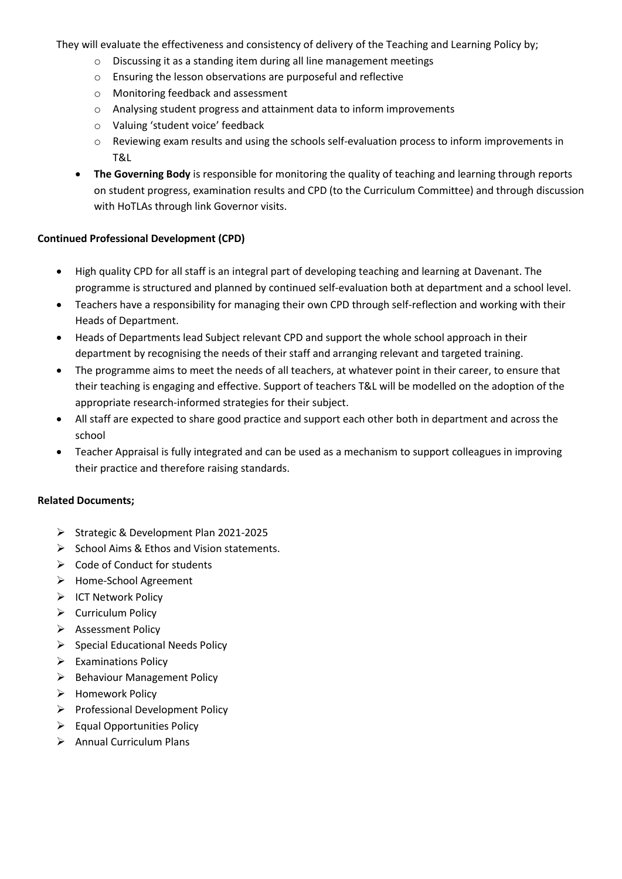They will evaluate the effectiveness and consistency of delivery of the Teaching and Learning Policy by;

  - Discussing it as a standing item during all line management meetings
  - Ensuring the lesson observations are purposeful and reflective
  - Monitoring feedback and assessment
  - Analysing student progress and attainment data to inform improvements
  - Valuing 'student voice' feedback
  - Reviewing exam results and using the schools self-evaluation process to inform improvements in T&L

- **The Governing Body** is responsible for monitoring the quality of teaching and learning through reports on student progress, examination results and CPD (to the Curriculum Committee) and through discussion with HoTLAs through link Governor visits.

**Continued Professional Development (CPD)**

- High quality CPD for all staff is an integral part of developing teaching and learning at Davenant. The programme is structured and planned by continued self-evaluation both at department and a school level.
- Teachers have a responsibility for managing their own CPD through self-reflection and working with their Heads of Department.
- Heads of Departments lead Subject relevant CPD and support the whole school approach in their department by recognising the needs of their staff and arranging relevant and targeted training.
- The programme aims to meet the needs of all teachers, at whatever point in their career, to ensure that their teaching is engaging and effective. Support of teachers T&L will be modelled on the adoption of the appropriate research-informed strategies for their subject.
- All staff are expected to share good practice and support each other both in department and across the school
- Teacher Appraisal is fully integrated and can be used as a mechanism to support colleagues in improving their practice and therefore raising standards.

**Related Documents;**

- Strategic & Development Plan 2021-2025
- School Aims & Ethos and Vision statements.
- Code of Conduct for students
- Home-School Agreement
- ICT Network Policy
- Curriculum Policy
- Assessment Policy
- Special Educational Needs Policy
- Examinations Policy
- Behaviour Management Policy
- Homework Policy
- Professional Development Policy
- Equal Opportunities Policy
- Annual Curriculum Plans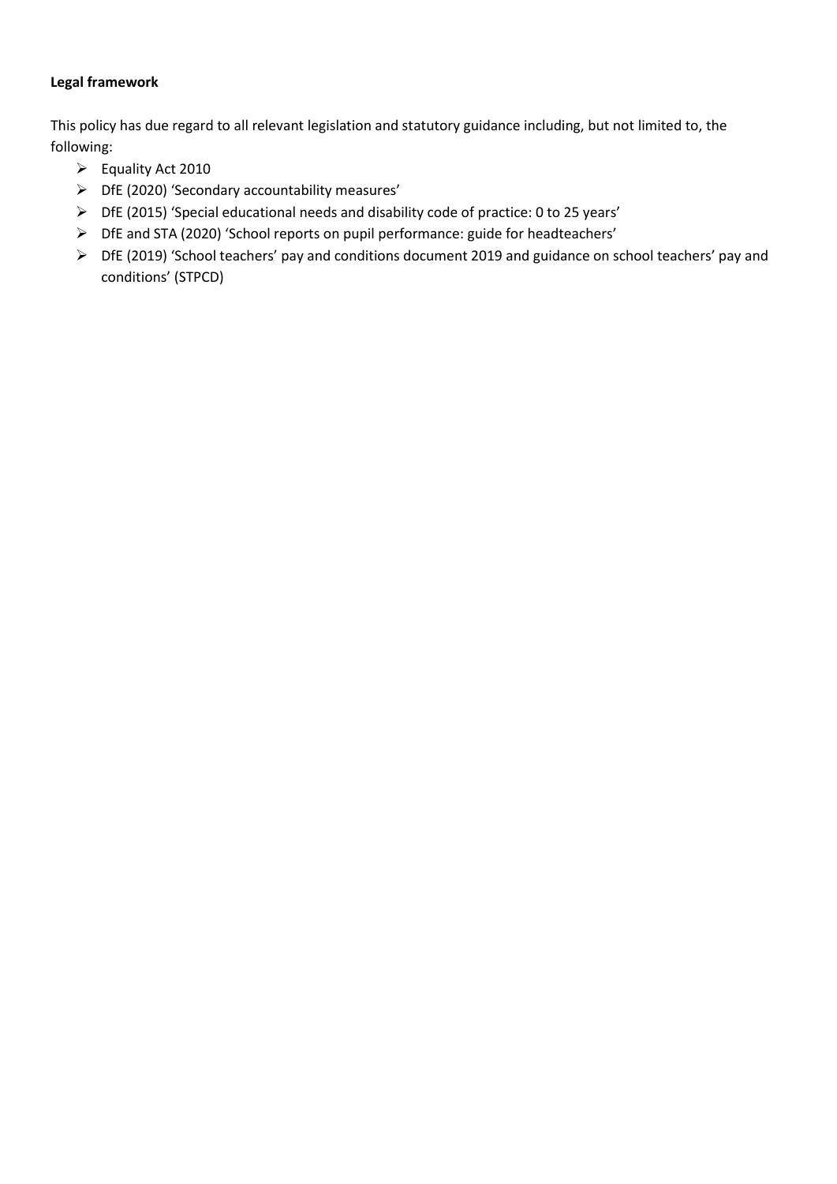**Legal framework**

This policy has due regard to all relevant legislation and statutory guidance including, but not limited to, the following:

- Equality Act 2010
- DfE (2020) 'Secondary accountability measures'
- DfE (2015) 'Special educational needs and disability code of practice: 0 to 25 years'
- DfE and STA (2020) 'School reports on pupil performance: guide for headteachers'
- DfE (2019) 'School teachers' pay and conditions document 2019 and guidance on school teachers' pay and conditions' (STPCD)